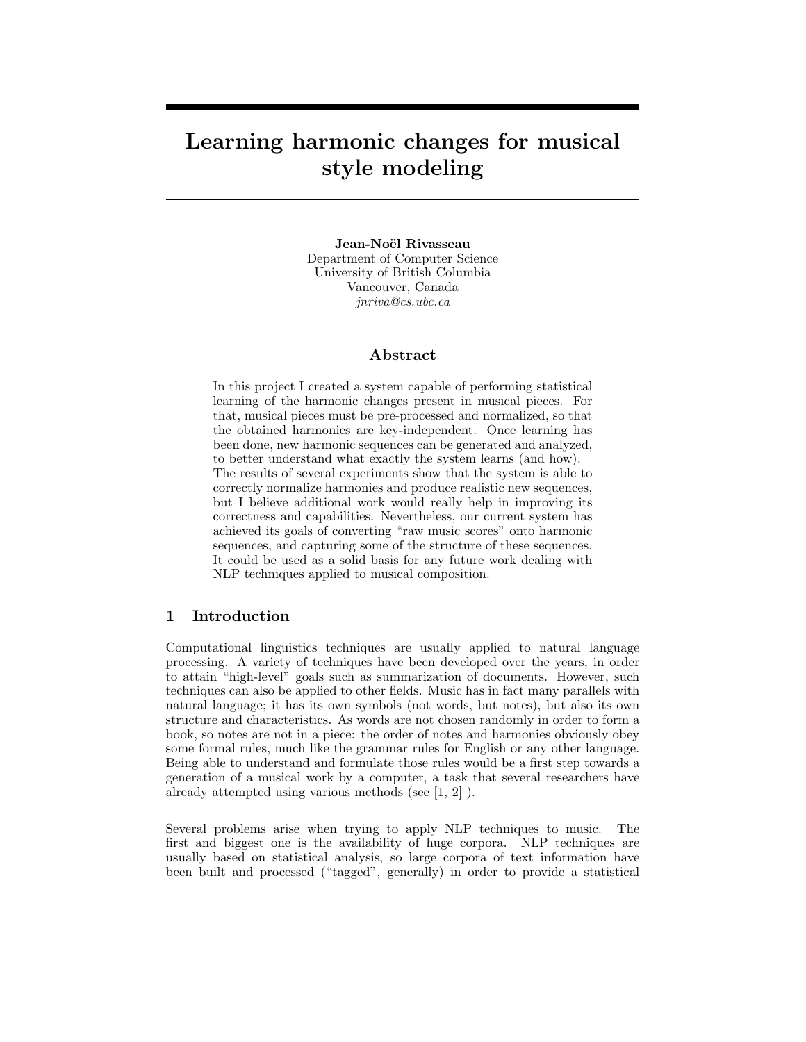# Learning harmonic changes for musical style modeling

**Jean-Noël Rivasseau**
Department of Computer Science
University of British Columbia
Vancouver, Canada
*jnriva@cs.ubc.ca*

## Abstract

In this project I created a system capable of performing statistical learning of the harmonic changes present in musical pieces. For that, musical pieces must be pre-processed and normalized, so that the obtained harmonies are key-independent. Once learning has been done, new harmonic sequences can be generated and analyzed, to better understand what exactly the system learns (and how). The results of several experiments show that the system is able to correctly normalize harmonies and produce realistic new sequences, but I believe additional work would really help in improving its correctness and capabilities. Nevertheless, our current system has achieved its goals of converting "raw music scores" onto harmonic sequences, and capturing some of the structure of these sequences. It could be used as a solid basis for any future work dealing with NLP techniques applied to musical composition.

## 1 Introduction

Computational linguistics techniques are usually applied to natural language processing. A variety of techniques have been developed over the years, in order to attain "high-level" goals such as summarization of documents. However, such techniques can also be applied to other fields. Music has in fact many parallels with natural language; it has its own symbols (not words, but notes), but also its own structure and characteristics. As words are not chosen randomly in order to form a book, so notes are not in a piece: the order of notes and harmonies obviously obey some formal rules, much like the grammar rules for English or any other language. Being able to understand and formulate those rules would be a first step towards a generation of a musical work by a computer, a task that several researchers have already attempted using various methods (see [1, 2] ).

Several problems arise when trying to apply NLP techniques to music. The first and biggest one is the availability of huge corpora. NLP techniques are usually based on statistical analysis, so large corpora of text information have been built and processed ("tagged", generally) in order to provide a statistical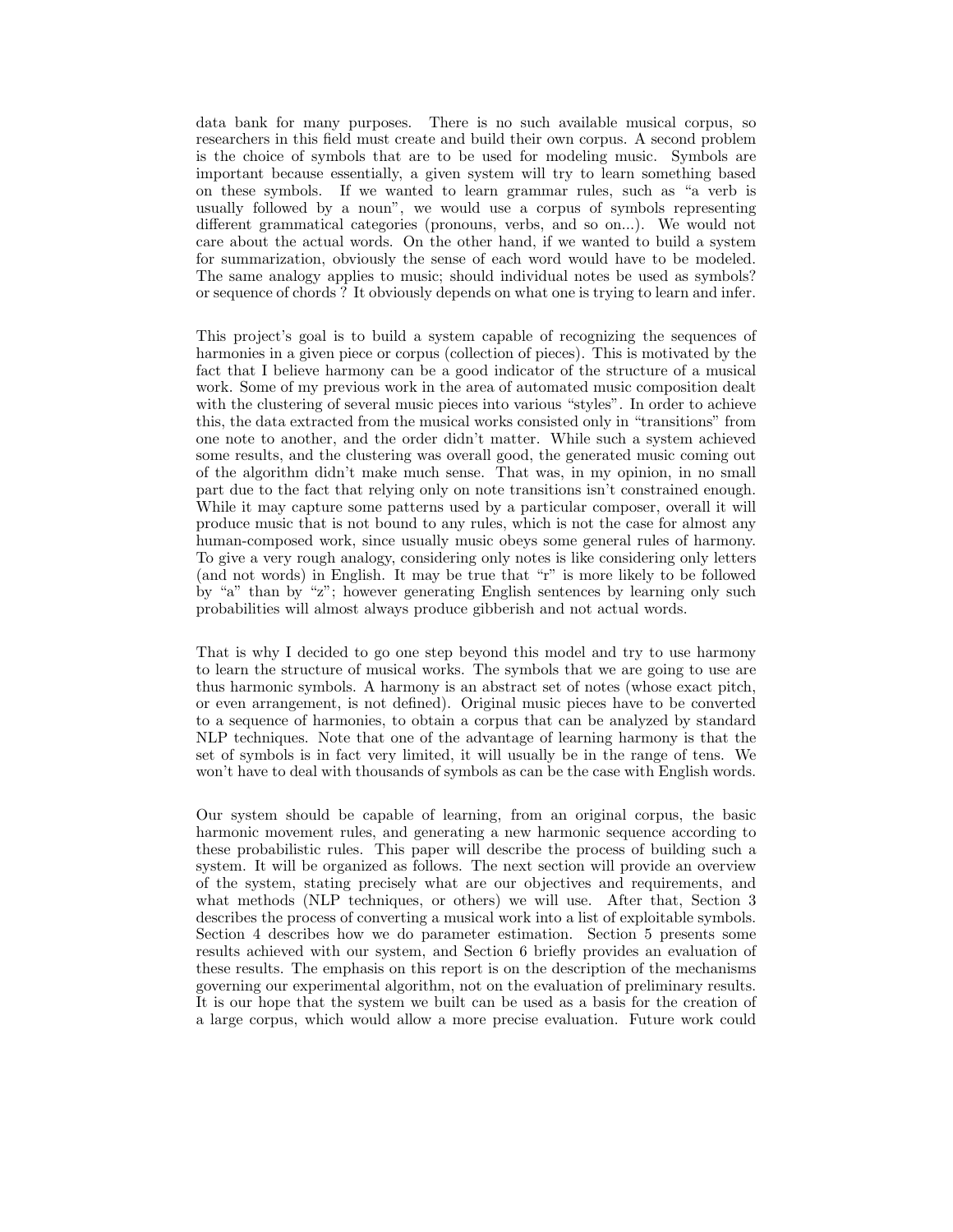data bank for many purposes. There is no such available musical corpus, so researchers in this field must create and build their own corpus. A second problem is the choice of symbols that are to be used for modeling music. Symbols are important because essentially, a given system will try to learn something based on these symbols. If we wanted to learn grammar rules, such as "a verb is usually followed by a noun", we would use a corpus of symbols representing different grammatical categories (pronouns, verbs, and so on...). We would not care about the actual words. On the other hand, if we wanted to build a system for summarization, obviously the sense of each word would have to be modeled. The same analogy applies to music; should individual notes be used as symbols? or sequence of chords ? It obviously depends on what one is trying to learn and infer.

This project's goal is to build a system capable of recognizing the sequences of harmonies in a given piece or corpus (collection of pieces). This is motivated by the fact that I believe harmony can be a good indicator of the structure of a musical work. Some of my previous work in the area of automated music composition dealt with the clustering of several music pieces into various "styles". In order to achieve this, the data extracted from the musical works consisted only in "transitions" from one note to another, and the order didn't matter. While such a system achieved some results, and the clustering was overall good, the generated music coming out of the algorithm didn't make much sense. That was, in my opinion, in no small part due to the fact that relying only on note transitions isn't constrained enough. While it may capture some patterns used by a particular composer, overall it will produce music that is not bound to any rules, which is not the case for almost any human-composed work, since usually music obeys some general rules of harmony. To give a very rough analogy, considering only notes is like considering only letters (and not words) in English. It may be true that "r" is more likely to be followed by "a" than by "z"; however generating English sentences by learning only such probabilities will almost always produce gibberish and not actual words.

That is why I decided to go one step beyond this model and try to use harmony to learn the structure of musical works. The symbols that we are going to use are thus harmonic symbols. A harmony is an abstract set of notes (whose exact pitch, or even arrangement, is not defined). Original music pieces have to be converted to a sequence of harmonies, to obtain a corpus that can be analyzed by standard NLP techniques. Note that one of the advantage of learning harmony is that the set of symbols is in fact very limited, it will usually be in the range of tens. We won't have to deal with thousands of symbols as can be the case with English words.

Our system should be capable of learning, from an original corpus, the basic harmonic movement rules, and generating a new harmonic sequence according to these probabilistic rules. This paper will describe the process of building such a system. It will be organized as follows. The next section will provide an overview of the system, stating precisely what are our objectives and requirements, and what methods (NLP techniques, or others) we will use. After that, Section 3 describes the process of converting a musical work into a list of exploitable symbols. Section 4 describes how we do parameter estimation. Section 5 presents some results achieved with our system, and Section 6 briefly provides an evaluation of these results. The emphasis on this report is on the description of the mechanisms governing our experimental algorithm, not on the evaluation of preliminary results. It is our hope that the system we built can be used as a basis for the creation of a large corpus, which would allow a more precise evaluation. Future work could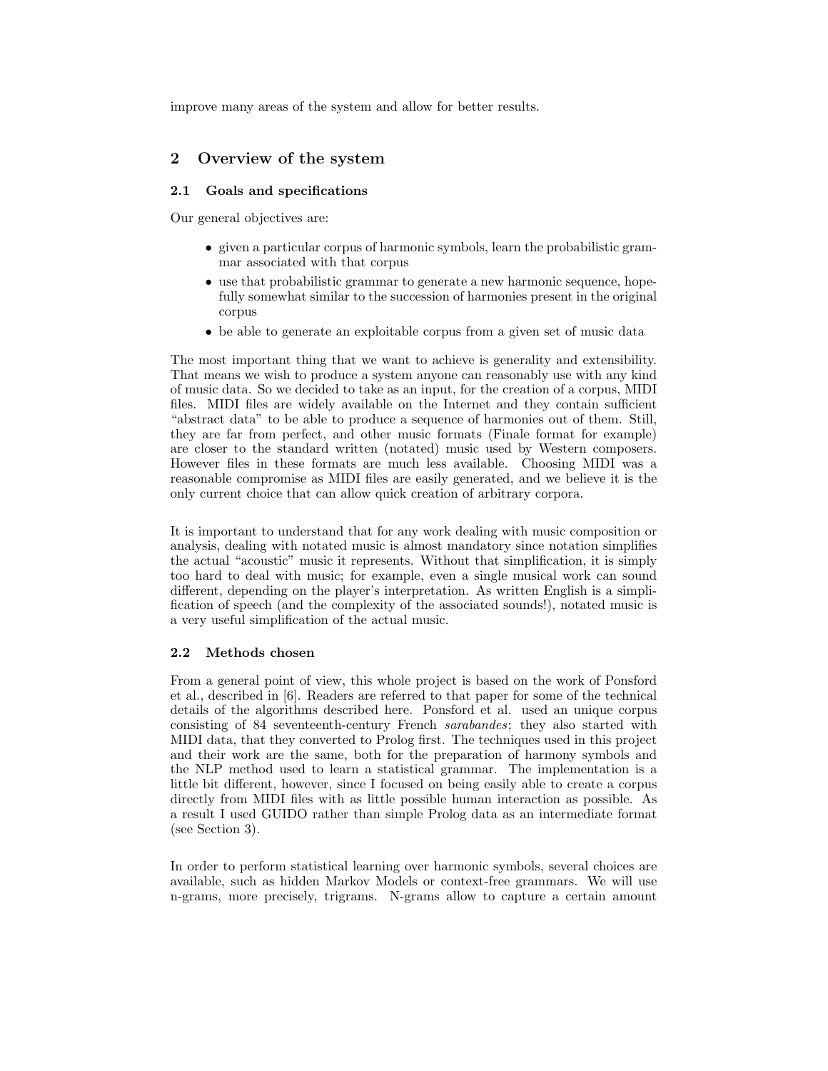improve many areas of the system and allow for better results.

## 2 Overview of the system

### 2.1 Goals and specifications

Our general objectives are:

- given a particular corpus of harmonic symbols, learn the probabilistic grammar associated with that corpus
- use that probabilistic grammar to generate a new harmonic sequence, hopefully somewhat similar to the succession of harmonies present in the original corpus
- be able to generate an exploitable corpus from a given set of music data

The most important thing that we want to achieve is generality and extensibility. That means we wish to produce a system anyone can reasonably use with any kind of music data. So we decided to take as an input, for the creation of a corpus, MIDI files. MIDI files are widely available on the Internet and they contain sufficient "abstract data" to be able to produce a sequence of harmonies out of them. Still, they are far from perfect, and other music formats (Finale format for example) are closer to the standard written (notated) music used by Western composers. However files in these formats are much less available. Choosing MIDI was a reasonable compromise as MIDI files are easily generated, and we believe it is the only current choice that can allow quick creation of arbitrary corpora.

It is important to understand that for any work dealing with music composition or analysis, dealing with notated music is almost mandatory since notation simplifies the actual "acoustic" music it represents. Without that simplification, it is simply too hard to deal with music; for example, even a single musical work can sound different, depending on the player's interpretation. As written English is a simplification of speech (and the complexity of the associated sounds!), notated music is a very useful simplification of the actual music.

### 2.2 Methods chosen

From a general point of view, this whole project is based on the work of Ponsford et al., described in [6]. Readers are referred to that paper for some of the technical details of the algorithms described here. Ponsford et al. used an unique corpus consisting of 84 seventeenth-century French *sarabandes*; they also started with MIDI data, that they converted to Prolog first. The techniques used in this project and their work are the same, both for the preparation of harmony symbols and the NLP method used to learn a statistical grammar. The implementation is a little bit different, however, since I focused on being easily able to create a corpus directly from MIDI files with as little possible human interaction as possible. As a result I used GUIDO rather than simple Prolog data as an intermediate format (see Section 3).

In order to perform statistical learning over harmonic symbols, several choices are available, such as hidden Markov Models or context-free grammars. We will use n-grams, more precisely, trigrams. N-grams allow to capture a certain amount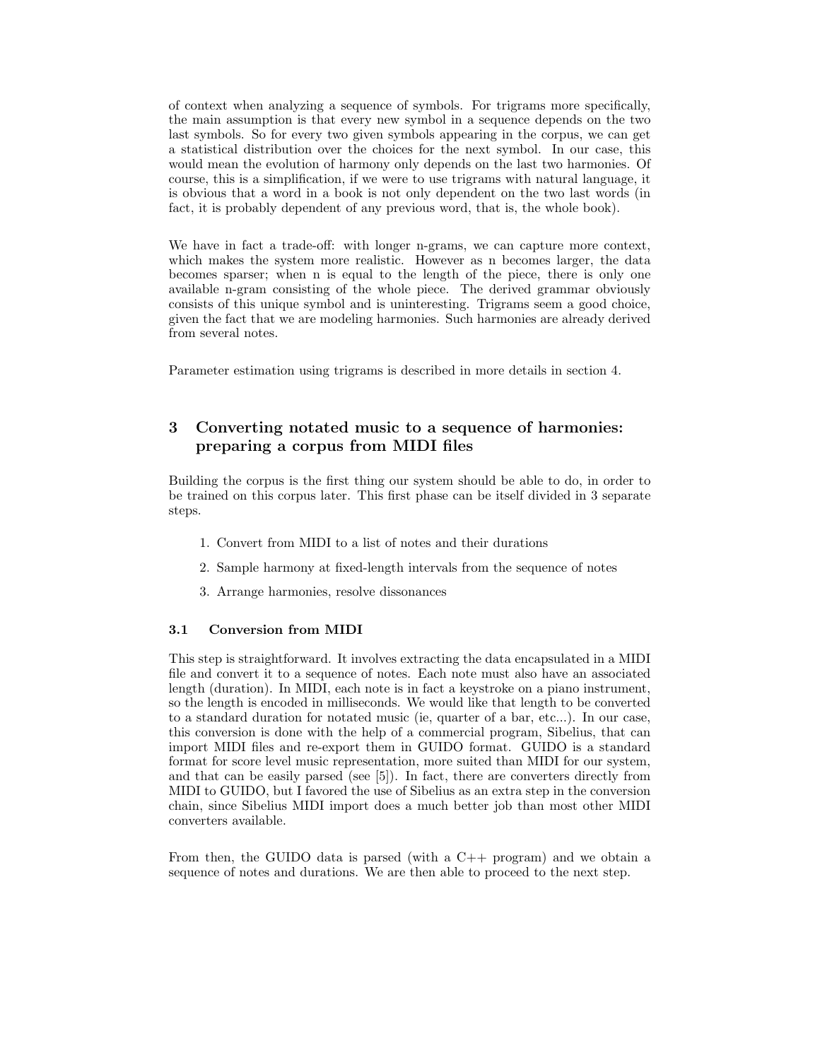of context when analyzing a sequence of symbols. For trigrams more specifically, the main assumption is that every new symbol in a sequence depends on the two last symbols. So for every two given symbols appearing in the corpus, we can get a statistical distribution over the choices for the next symbol. In our case, this would mean the evolution of harmony only depends on the last two harmonies. Of course, this is a simplification, if we were to use trigrams with natural language, it is obvious that a word in a book is not only dependent on the two last words (in fact, it is probably dependent of any previous word, that is, the whole book).

We have in fact a trade-off: with longer n-grams, we can capture more context, which makes the system more realistic. However as n becomes larger, the data becomes sparser; when n is equal to the length of the piece, there is only one available n-gram consisting of the whole piece. The derived grammar obviously consists of this unique symbol and is uninteresting. Trigrams seem a good choice, given the fact that we are modeling harmonies. Such harmonies are already derived from several notes.

Parameter estimation using trigrams is described in more details in section 4.

## 3 Converting notated music to a sequence of harmonies: preparing a corpus from MIDI files

Building the corpus is the first thing our system should be able to do, in order to be trained on this corpus later. This first phase can be itself divided in 3 separate steps.

1. Convert from MIDI to a list of notes and their durations
2. Sample harmony at fixed-length intervals from the sequence of notes
3. Arrange harmonies, resolve dissonances

### 3.1 Conversion from MIDI

This step is straightforward. It involves extracting the data encapsulated in a MIDI file and convert it to a sequence of notes. Each note must also have an associated length (duration). In MIDI, each note is in fact a keystroke on a piano instrument, so the length is encoded in milliseconds. We would like that length to be converted to a standard duration for notated music (ie, quarter of a bar, etc...). In our case, this conversion is done with the help of a commercial program, Sibelius, that can import MIDI files and re-export them in GUIDO format. GUIDO is a standard format for score level music representation, more suited than MIDI for our system, and that can be easily parsed (see [5]). In fact, there are converters directly from MIDI to GUIDO, but I favored the use of Sibelius as an extra step in the conversion chain, since Sibelius MIDI import does a much better job than most other MIDI converters available.

From then, the GUIDO data is parsed (with a C++ program) and we obtain a sequence of notes and durations. We are then able to proceed to the next step.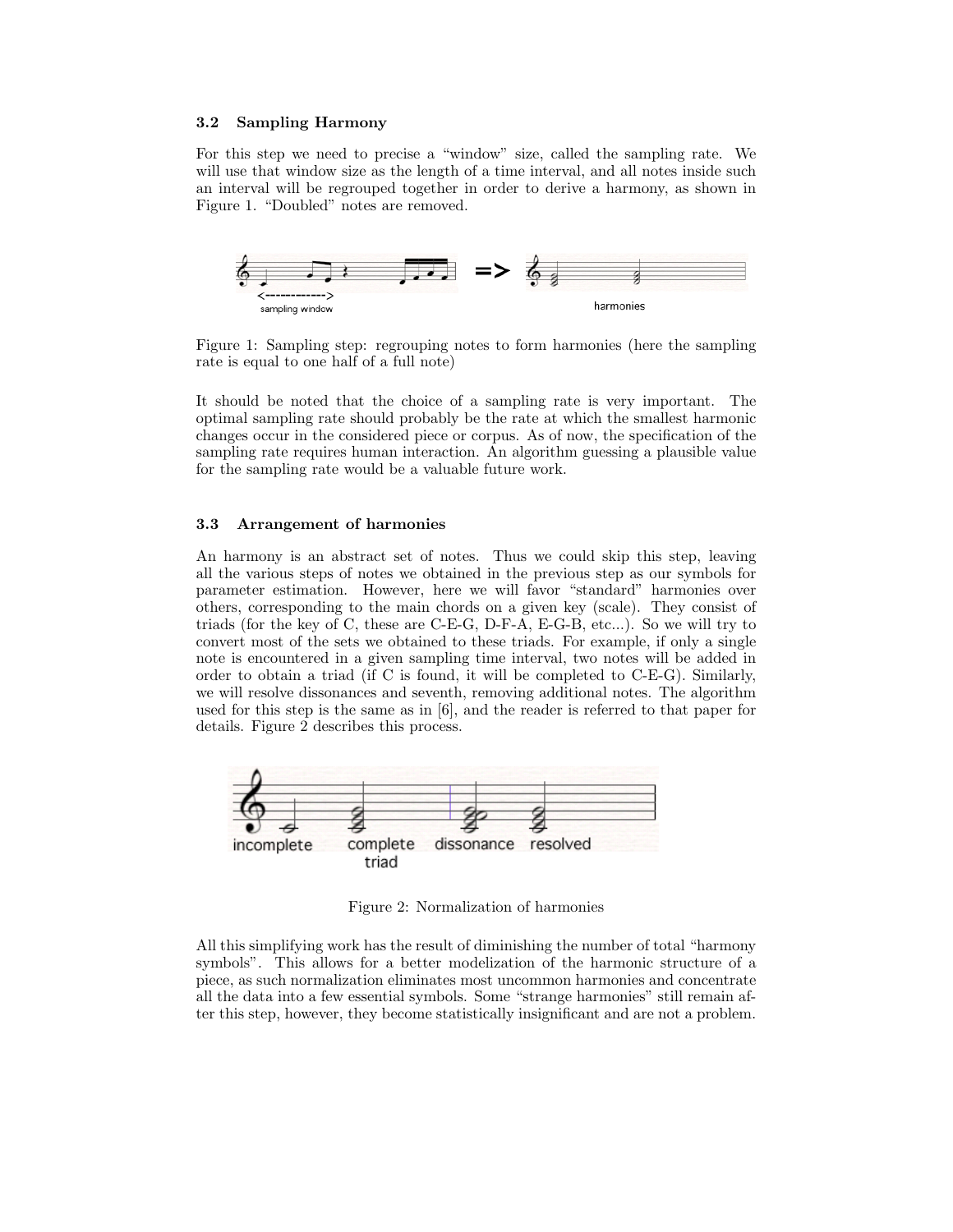### 3.2 Sampling Harmony

For this step we need to precise a "window" size, called the sampling rate. We will use that window size as the length of a time interval, and all notes inside such an interval will be regrouped together in order to derive a harmony, as shown in Figure 1. "Doubled" notes are removed.

Figure 1: Sampling step: regrouping notes to form harmonies (here the sampling rate is equal to one half of a full note)

It should be noted that the choice of a sampling rate is very important. The optimal sampling rate should probably be the rate at which the smallest harmonic changes occur in the considered piece or corpus. As of now, the specification of the sampling rate requires human interaction. An algorithm guessing a plausible value for the sampling rate would be a valuable future work.

### 3.3 Arrangement of harmonies

An harmony is an abstract set of notes. Thus we could skip this step, leaving all the various steps of notes we obtained in the previous step as our symbols for parameter estimation. However, here we will favor "standard" harmonies over others, corresponding to the main chords on a given key (scale). They consist of triads (for the key of C, these are C-E-G, D-F-A, E-G-B, etc...). So we will try to convert most of the sets we obtained to these triads. For example, if only a single note is encountered in a given sampling time interval, two notes will be added in order to obtain a triad (if C is found, it will be completed to C-E-G). Similarly, we will resolve dissonances and seventh, removing additional notes. The algorithm used for this step is the same as in [6], and the reader is referred to that paper for details. Figure 2 describes this process.

Figure 2: Normalization of harmonies

All this simplifying work has the result of diminishing the number of total "harmony symbols". This allows for a better modelization of the harmonic structure of a piece, as such normalization eliminates most uncommon harmonies and concentrate all the data into a few essential symbols. Some "strange harmonies" still remain after this step, however, they become statistically insignificant and are not a problem.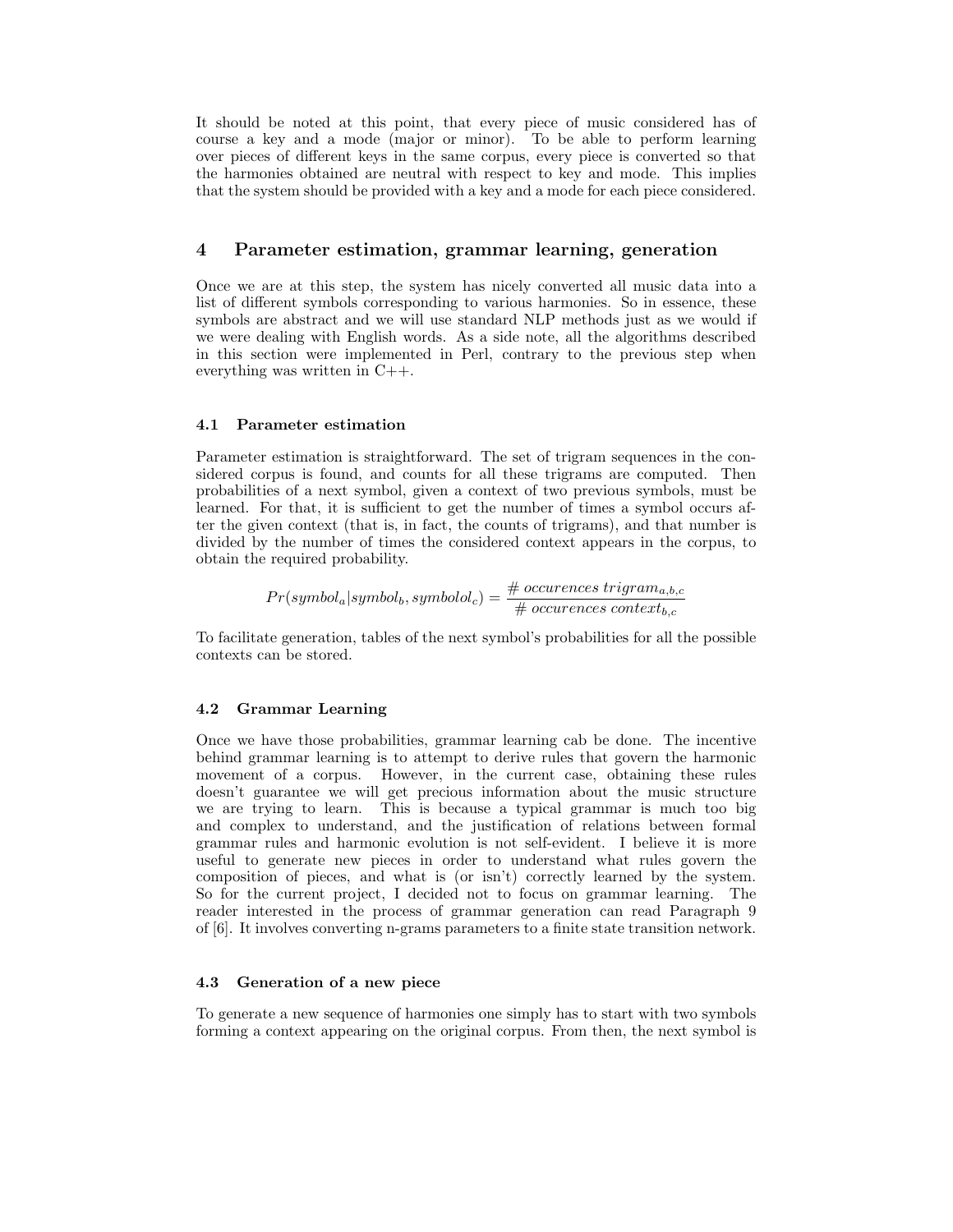It should be noted at this point, that every piece of music considered has of course a key and a mode (major or minor). To be able to perform learning over pieces of different keys in the same corpus, every piece is converted so that the harmonies obtained are neutral with respect to key and mode. This implies that the system should be provided with a key and a mode for each piece considered.

## 4 Parameter estimation, grammar learning, generation

Once we are at this step, the system has nicely converted all music data into a list of different symbols corresponding to various harmonies. So in essence, these symbols are abstract and we will use standard NLP methods just as we would if we were dealing with English words. As a side note, all the algorithms described in this section were implemented in Perl, contrary to the previous step when everything was written in C++.

### 4.1 Parameter estimation

Parameter estimation is straightforward. The set of trigram sequences in the considered corpus is found, and counts for all these trigrams are computed. Then probabilities of a next symbol, given a context of two previous symbols, must be learned. For that, it is sufficient to get the number of times a symbol occurs after the given context (that is, in fact, the counts of trigrams), and that number is divided by the number of times the considered context appears in the corpus, to obtain the required probability.

$$Pr(symbol_a|symbol_b, symbolol_c) = \frac{\#\ occurences\ trigram_{a,b,c}}{\#\ occurences\ context_{b,c}}$$

To facilitate generation, tables of the next symbol's probabilities for all the possible contexts can be stored.

### 4.2 Grammar Learning

Once we have those probabilities, grammar learning cab be done. The incentive behind grammar learning is to attempt to derive rules that govern the harmonic movement of a corpus. However, in the current case, obtaining these rules doesn't guarantee we will get precious information about the music structure we are trying to learn. This is because a typical grammar is much too big and complex to understand, and the justification of relations between formal grammar rules and harmonic evolution is not self-evident. I believe it is more useful to generate new pieces in order to understand what rules govern the composition of pieces, and what is (or isn't) correctly learned by the system. So for the current project, I decided not to focus on grammar learning. The reader interested in the process of grammar generation can read Paragraph 9 of [6]. It involves converting n-grams parameters to a finite state transition network.

### 4.3 Generation of a new piece

To generate a new sequence of harmonies one simply has to start with two symbols forming a context appearing on the original corpus. From then, the next symbol is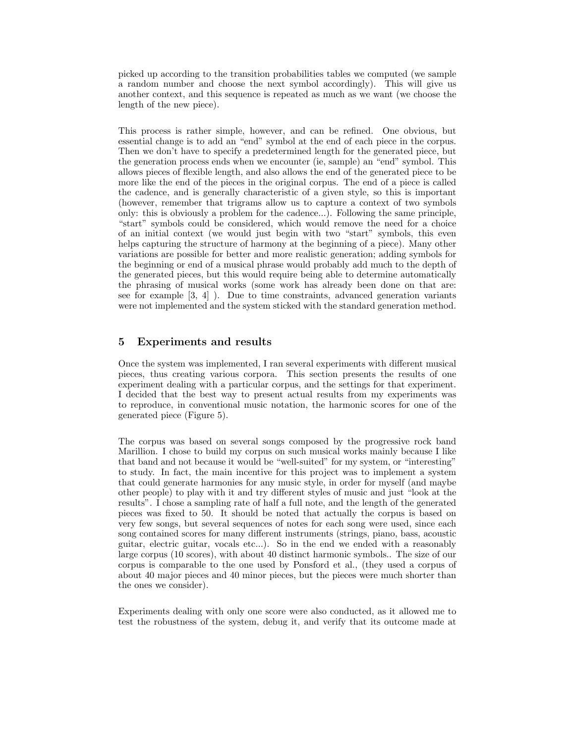picked up according to the transition probabilities tables we computed (we sample a random number and choose the next symbol accordingly). This will give us another context, and this sequence is repeated as much as we want (we choose the length of the new piece).

This process is rather simple, however, and can be refined. One obvious, but essential change is to add an "end" symbol at the end of each piece in the corpus. Then we don't have to specify a predetermined length for the generated piece, but the generation process ends when we encounter (ie, sample) an "end" symbol. This allows pieces of flexible length, and also allows the end of the generated piece to be more like the end of the pieces in the original corpus. The end of a piece is called the cadence, and is generally characteristic of a given style, so this is important (however, remember that trigrams allow us to capture a context of two symbols only: this is obviously a problem for the cadence...). Following the same principle, "start" symbols could be considered, which would remove the need for a choice of an initial context (we would just begin with two "start" symbols, this even helps capturing the structure of harmony at the beginning of a piece). Many other variations are possible for better and more realistic generation; adding symbols for the beginning or end of a musical phrase would probably add much to the depth of the generated pieces, but this would require being able to determine automatically the phrasing of musical works (some work has already been done on that are: see for example [3, 4] ). Due to time constraints, advanced generation variants were not implemented and the system sticked with the standard generation method.

## 5 Experiments and results

Once the system was implemented, I ran several experiments with different musical pieces, thus creating various corpora. This section presents the results of one experiment dealing with a particular corpus, and the settings for that experiment. I decided that the best way to present actual results from my experiments was to reproduce, in conventional music notation, the harmonic scores for one of the generated piece (Figure 5).

The corpus was based on several songs composed by the progressive rock band Marillion. I chose to build my corpus on such musical works mainly because I like that band and not because it would be "well-suited" for my system, or "interesting" to study. In fact, the main incentive for this project was to implement a system that could generate harmonies for any music style, in order for myself (and maybe other people) to play with it and try different styles of music and just "look at the results". I chose a sampling rate of half a full note, and the length of the generated pieces was fixed to 50. It should be noted that actually the corpus is based on very few songs, but several sequences of notes for each song were used, since each song contained scores for many different instruments (strings, piano, bass, acoustic guitar, electric guitar, vocals etc...). So in the end we ended with a reasonably large corpus (10 scores), with about 40 distinct harmonic symbols.. The size of our corpus is comparable to the one used by Ponsford et al., (they used a corpus of about 40 major pieces and 40 minor pieces, but the pieces were much shorter than the ones we consider).

Experiments dealing with only one score were also conducted, as it allowed me to test the robustness of the system, debug it, and verify that its outcome made at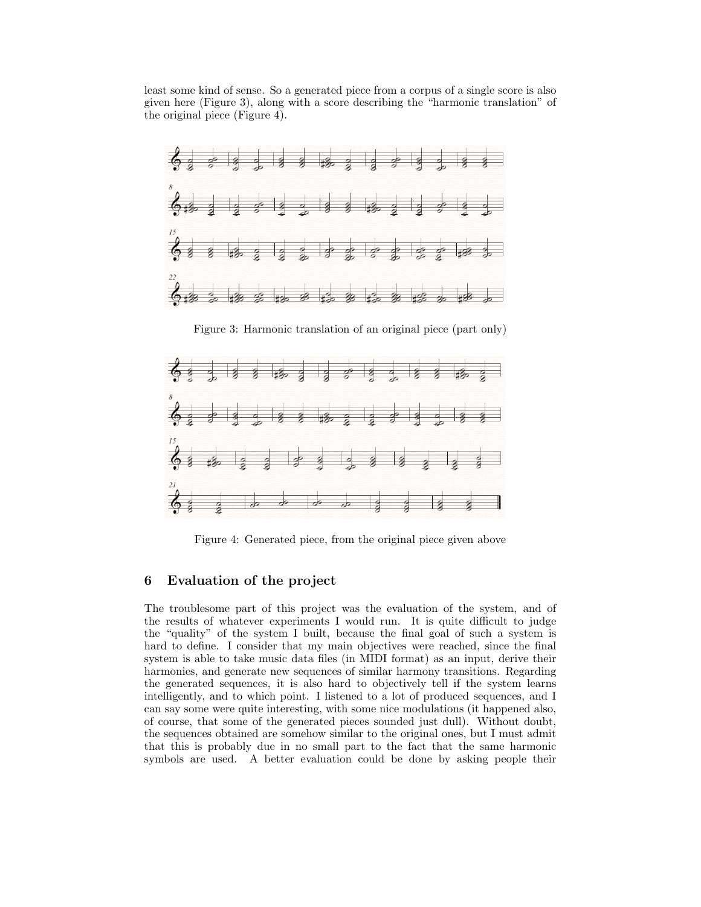least some kind of sense. So a generated piece from a corpus of a single score is also given here (Figure 3), along with a score describing the "harmonic translation" of the original piece (Figure 4).

Figure 3: Harmonic translation of an original piece (part only)

Figure 4: Generated piece, from the original piece given above

## 6 Evaluation of the project

The troublesome part of this project was the evaluation of the system, and of the results of whatever experiments I would run. It is quite difficult to judge the "quality" of the system I built, because the final goal of such a system is hard to define. I consider that my main objectives were reached, since the final system is able to take music data files (in MIDI format) as an input, derive their harmonies, and generate new sequences of similar harmony transitions. Regarding the generated sequences, it is also hard to objectively tell if the system learns intelligently, and to which point. I listened to a lot of produced sequences, and I can say some were quite interesting, with some nice modulations (it happened also, of course, that some of the generated pieces sounded just dull). Without doubt, the sequences obtained are somehow similar to the original ones, but I must admit that this is probably due in no small part to the fact that the same harmonic symbols are used. A better evaluation could be done by asking people their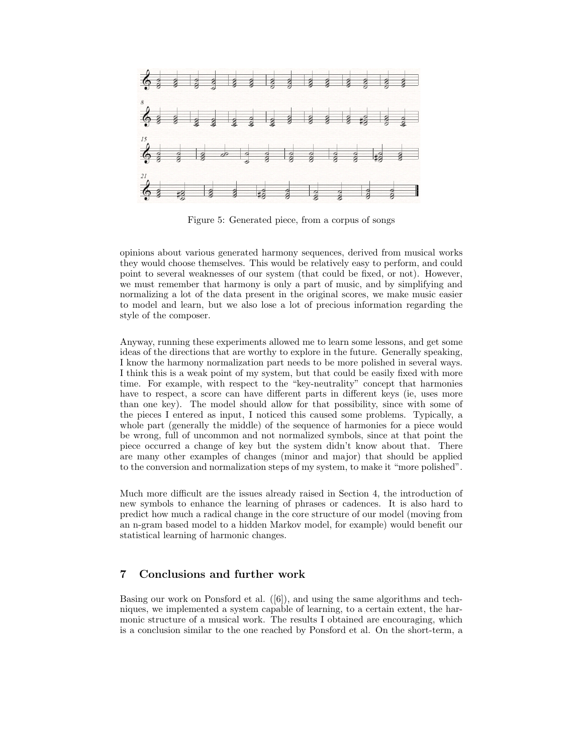Figure 5: Generated piece, from a corpus of songs

opinions about various generated harmony sequences, derived from musical works they would choose themselves. This would be relatively easy to perform, and could point to several weaknesses of our system (that could be fixed, or not). However, we must remember that harmony is only a part of music, and by simplifying and normalizing a lot of the data present in the original scores, we make music easier to model and learn, but we also lose a lot of precious information regarding the style of the composer.

Anyway, running these experiments allowed me to learn some lessons, and get some ideas of the directions that are worthy to explore in the future. Generally speaking, I know the harmony normalization part needs to be more polished in several ways. I think this is a weak point of my system, but that could be easily fixed with more time. For example, with respect to the "key-neutrality" concept that harmonies have to respect, a score can have different parts in different keys (ie, uses more than one key). The model should allow for that possibility, since with some of the pieces I entered as input, I noticed this caused some problems. Typically, a whole part (generally the middle) of the sequence of harmonies for a piece would be wrong, full of uncommon and not normalized symbols, since at that point the piece occurred a change of key but the system didn't know about that. There are many other examples of changes (minor and major) that should be applied to the conversion and normalization steps of my system, to make it "more polished".

Much more difficult are the issues already raised in Section 4, the introduction of new symbols to enhance the learning of phrases or cadences. It is also hard to predict how much a radical change in the core structure of our model (moving from an n-gram based model to a hidden Markov model, for example) would benefit our statistical learning of harmonic changes.

## 7 Conclusions and further work

Basing our work on Ponsford et al. ([6]), and using the same algorithms and techniques, we implemented a system capable of learning, to a certain extent, the harmonic structure of a musical work. The results I obtained are encouraging, which is a conclusion similar to the one reached by Ponsford et al. On the short-term, a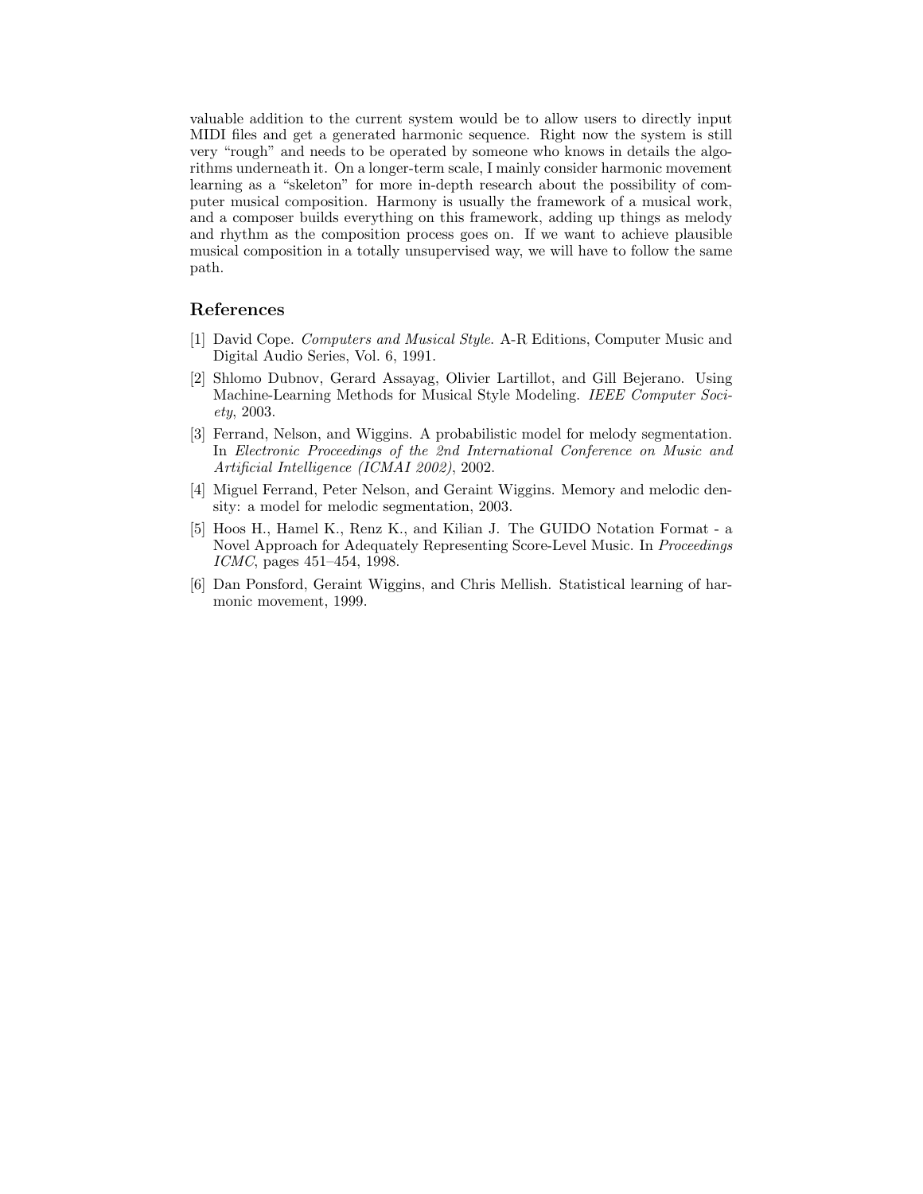valuable addition to the current system would be to allow users to directly input MIDI files and get a generated harmonic sequence. Right now the system is still very "rough" and needs to be operated by someone who knows in details the algorithms underneath it. On a longer-term scale, I mainly consider harmonic movement learning as a "skeleton" for more in-depth research about the possibility of computer musical composition. Harmony is usually the framework of a musical work, and a composer builds everything on this framework, adding up things as melody and rhythm as the composition process goes on. If we want to achieve plausible musical composition in a totally unsupervised way, we will have to follow the same path.

## References

[1] David Cope. *Computers and Musical Style*. A-R Editions, Computer Music and Digital Audio Series, Vol. 6, 1991.

[2] Shlomo Dubnov, Gerard Assayag, Olivier Lartillot, and Gill Bejerano. Using Machine-Learning Methods for Musical Style Modeling. *IEEE Computer Society*, 2003.

[3] Ferrand, Nelson, and Wiggins. A probabilistic model for melody segmentation. In *Electronic Proceedings of the 2nd International Conference on Music and Artificial Intelligence (ICMAI 2002)*, 2002.

[4] Miguel Ferrand, Peter Nelson, and Geraint Wiggins. Memory and melodic density: a model for melodic segmentation, 2003.

[5] Hoos H., Hamel K., Renz K., and Kilian J. The GUIDO Notation Format - a Novel Approach for Adequately Representing Score-Level Music. In *Proceedings ICMC*, pages 451–454, 1998.

[6] Dan Ponsford, Geraint Wiggins, and Chris Mellish. Statistical learning of harmonic movement, 1999.